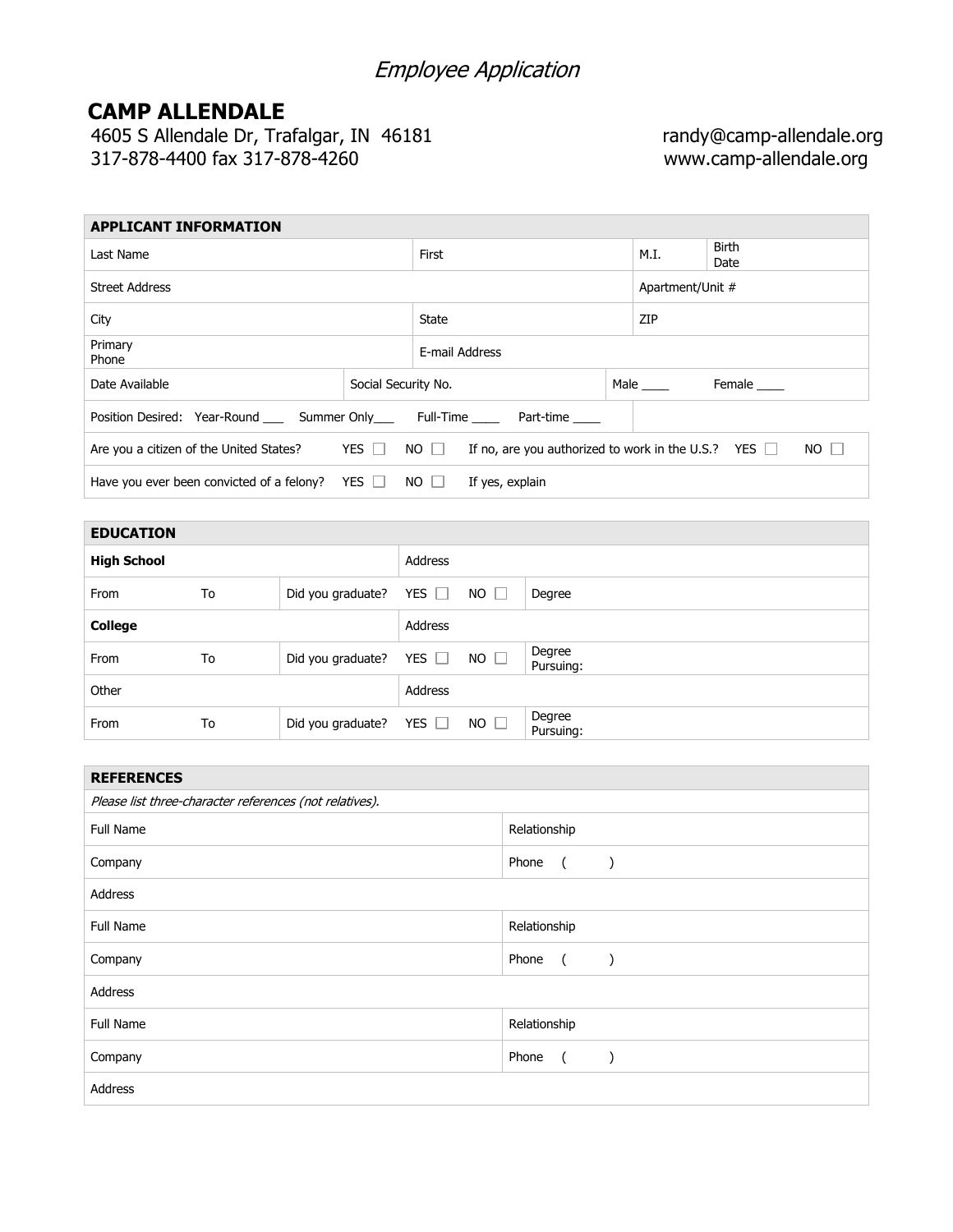# *Employee Application*

## CAMP ALLENDALE

4605 S Allendale Dr, Trafalgar, IN 46181
317-878-4400 fax 317-878-4260

randy@camp-allendale.org
www.camp-allendale.org

| **APPLICANT INFORMATION** | | | | |
|---|---|---|---|---|
| Last Name | | First | M.I. | Birth Date |
| Street Address | | | Apartment/Unit # | |
| City | | State | ZIP | |
| Primary Phone | | E-mail Address | | |
| Date Available | Social Security No. | | Male ____ | Female ____ |
| Position Desired: Year-Round ___ Summer Only___ Full-Time ____ Part-time ____ | | | | |
| Are you a citizen of the United States? YES ☐ NO ☐ | | If no, are you authorized to work in the U.S.? YES ☐ NO ☐ | | |
| Have you ever been convicted of a felony? YES ☐ NO ☐ | | If yes, explain | | |

| **EDUCATION** | | | | |
|---|---|---|---|---|
| **High School** | | | Address | |
| From | To | Did you graduate? | YES ☐ NO ☐ | Degree |
| **College** | | | Address | |
| From | To | Did you graduate? | YES ☐ NO ☐ | Degree Pursuing: |
| Other | | | Address | |
| From | To | Did you graduate? | YES ☐ NO ☐ | Degree Pursuing: |

| **REFERENCES** | |
|---|---|
| *Please list three-character references (not relatives).* | |
| Full Name | Relationship |
| Company | Phone ( ) |
| Address | |
| Full Name | Relationship |
| Company | Phone ( ) |
| Address | |
| Full Name | Relationship |
| Company | Phone ( ) |
| Address | |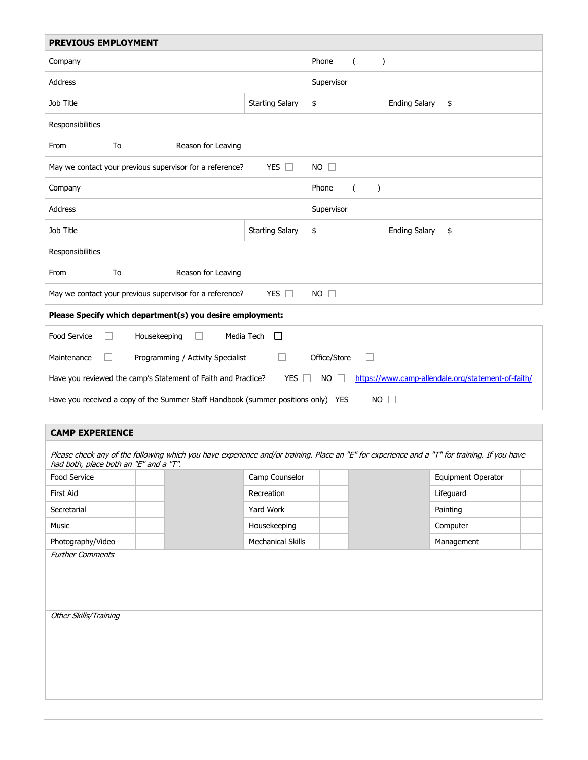## PREVIOUS EMPLOYMENT

| Company | | Phone ( ) | |
|---|---|---|---|
| Address | | Supervisor | |
| Job Title | Starting Salary | $ | Ending Salary $ |
| Responsibilities | | | |
| From To | Reason for Leaving | | |
| May we contact your previous supervisor for a reference? YES ☐ NO ☐ | | | |
| Company | | Phone ( ) | |
| Address | | Supervisor | |
| Job Title | Starting Salary | $ | Ending Salary $ |
| Responsibilities | | | |
| From To | Reason for Leaving | | |
| May we contact your previous supervisor for a reference? YES ☐ NO ☐ | | | |

**Please Specify which department(s) you desire employment:**

Food Service ☐ Housekeeping ☐ Media Tech ☐

Maintenance ☐ Programming / Activity Specialist ☐ Office/Store ☐

Have you reviewed the camp's Statement of Faith and Practice? YES ☐ NO ☐ https://www.camp-allendale.org/statement-of-faith/

Have you received a copy of the Summer Staff Handbook (summer positions only) YES ☐ NO ☐

## CAMP EXPERIENCE

*Please check any of the following which you have experience and/or training. Place an "E" for experience and a "T" for training. If you have had both, place both an "E" and a "T".*

| Skill | E/T | Skill | E/T | Skill | E/T |
|---|---|---|---|---|---|
| Food Service | | Camp Counselor | | Equipment Operator | |
| First Aid | | Recreation | | Lifeguard | |
| Secretarial | | Yard Work | | Painting | |
| Music | | Housekeeping | | Computer | |
| Photography/Video | | Mechanical Skills | | Management | |

*Further Comments*

*Other Skills/Training*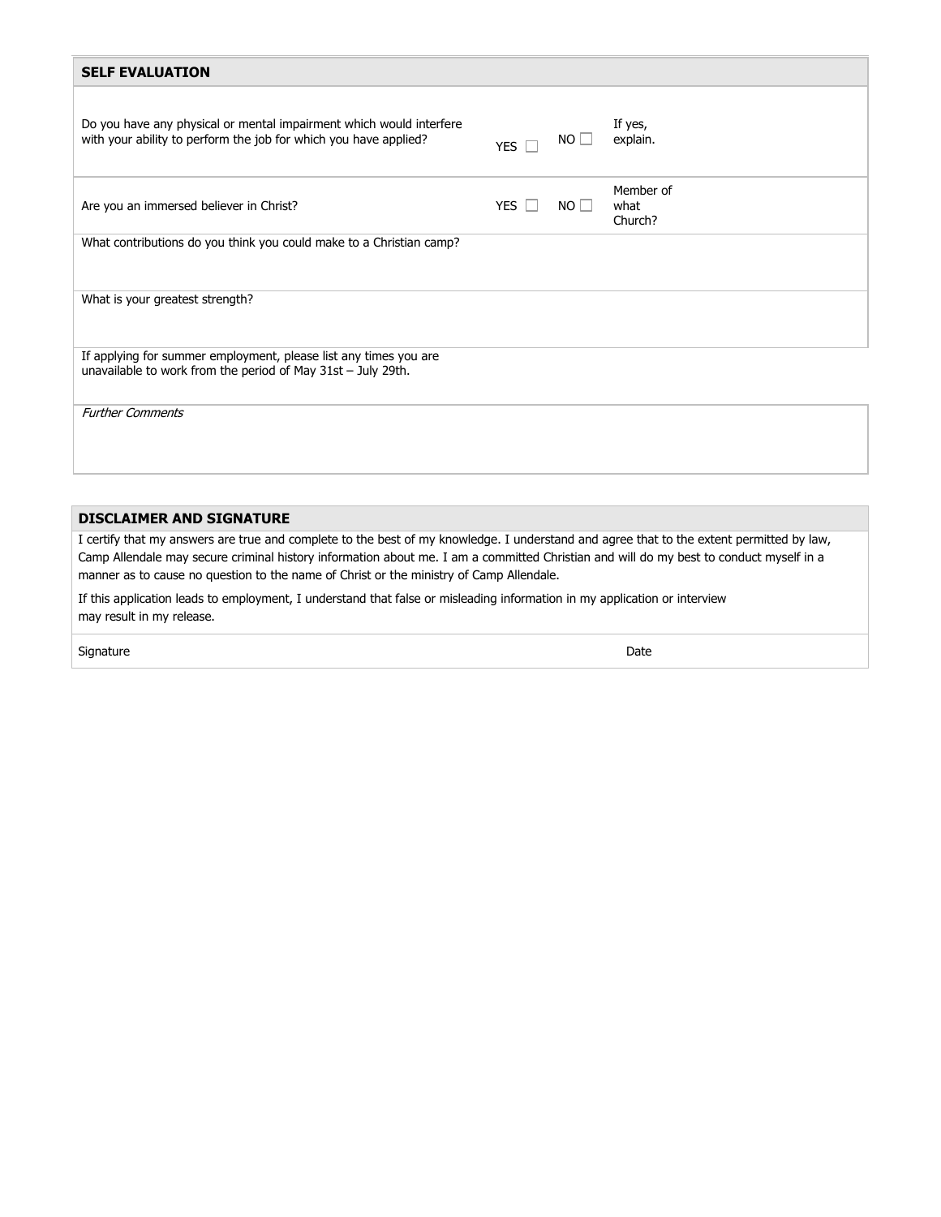## SELF EVALUATION

| | | | |
|---|---|---|---|
| Do you have any physical or mental impairment which would interfere with your ability to perform the job for which you have applied? | YES ☐ | NO ☐ | If yes, explain. |
| Are you an immersed believer in Christ? | YES ☐ | NO ☐ | Member of what Church? |

What contributions do you think you could make to a Christian camp?

What is your greatest strength?

If applying for summer employment, please list any times you are unavailable to work from the period of May 31st – July 29th.

*Further Comments*

## DISCLAIMER AND SIGNATURE

I certify that my answers are true and complete to the best of my knowledge. I understand and agree that to the extent permitted by law, Camp Allendale may secure criminal history information about me. I am a committed Christian and will do my best to conduct myself in a manner as to cause no question to the name of Christ or the ministry of Camp Allendale.

If this application leads to employment, I understand that false or misleading information in my application or interview may result in my release.

| Signature | Date |
|---|---|
| | |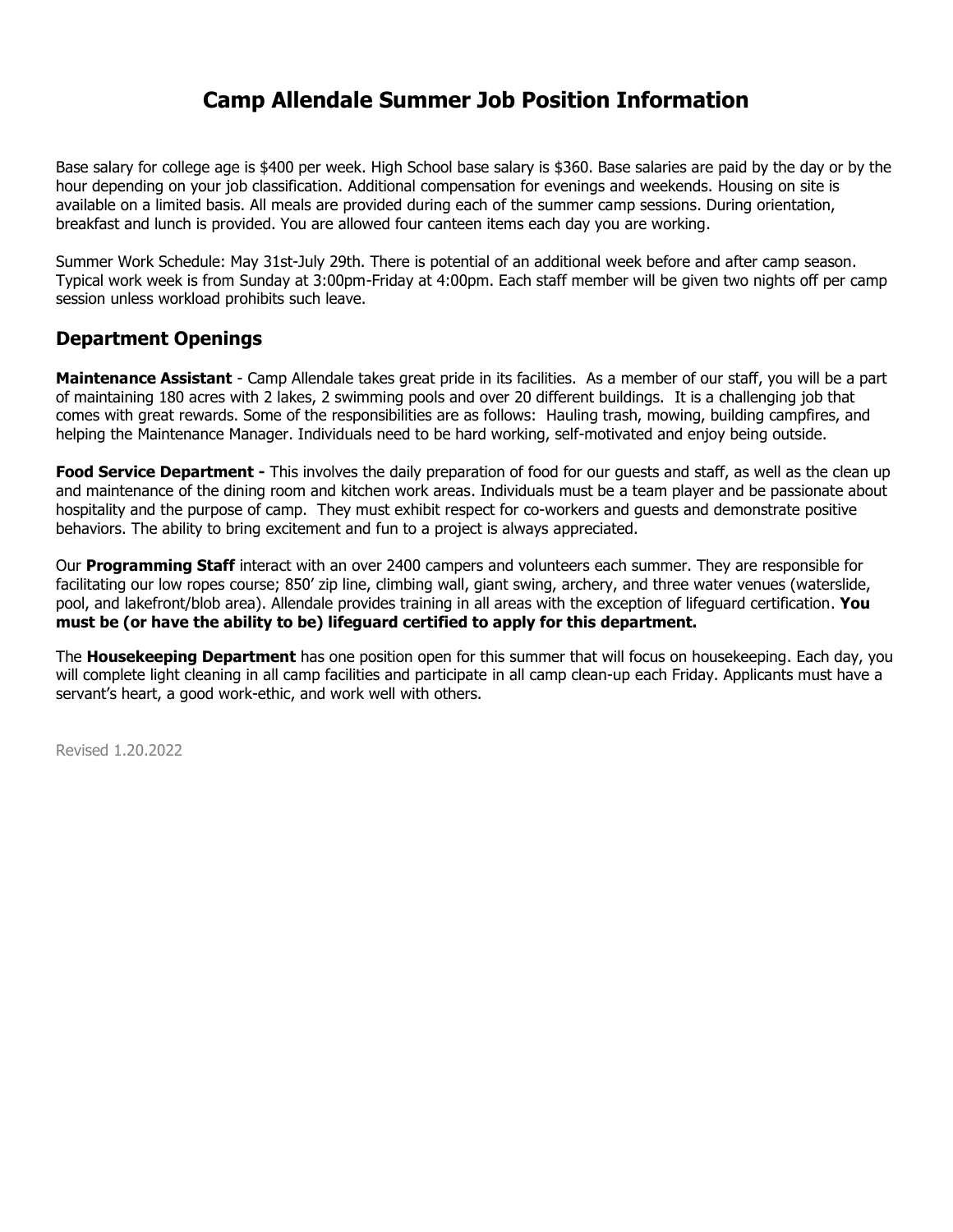# Camp Allendale Summer Job Position Information

Base salary for college age is $400 per week. High School base salary is $360. Base salaries are paid by the day or by the hour depending on your job classification. Additional compensation for evenings and weekends. Housing on site is available on a limited basis. All meals are provided during each of the summer camp sessions. During orientation, breakfast and lunch is provided. You are allowed four canteen items each day you are working.

Summer Work Schedule: May 31st-July 29th. There is potential of an additional week before and after camp season. Typical work week is from Sunday at 3:00pm-Friday at 4:00pm. Each staff member will be given two nights off per camp session unless workload prohibits such leave.

## Department Openings

**Maintenance Assistant** - Camp Allendale takes great pride in its facilities. As a member of our staff, you will be a part of maintaining 180 acres with 2 lakes, 2 swimming pools and over 20 different buildings. It is a challenging job that comes with great rewards. Some of the responsibilities are as follows: Hauling trash, mowing, building campfires, and helping the Maintenance Manager. Individuals need to be hard working, self-motivated and enjoy being outside.

**Food Service Department -** This involves the daily preparation of food for our guests and staff, as well as the clean up and maintenance of the dining room and kitchen work areas. Individuals must be a team player and be passionate about hospitality and the purpose of camp. They must exhibit respect for co-workers and guests and demonstrate positive behaviors. The ability to bring excitement and fun to a project is always appreciated.

Our **Programming Staff** interact with an over 2400 campers and volunteers each summer. They are responsible for facilitating our low ropes course; 850' zip line, climbing wall, giant swing, archery, and three water venues (waterslide, pool, and lakefront/blob area). Allendale provides training in all areas with the exception of lifeguard certification. **You must be (or have the ability to be) lifeguard certified to apply for this department.**

The **Housekeeping Department** has one position open for this summer that will focus on housekeeping. Each day, you will complete light cleaning in all camp facilities and participate in all camp clean-up each Friday. Applicants must have a servant's heart, a good work-ethic, and work well with others.

Revised 1.20.2022